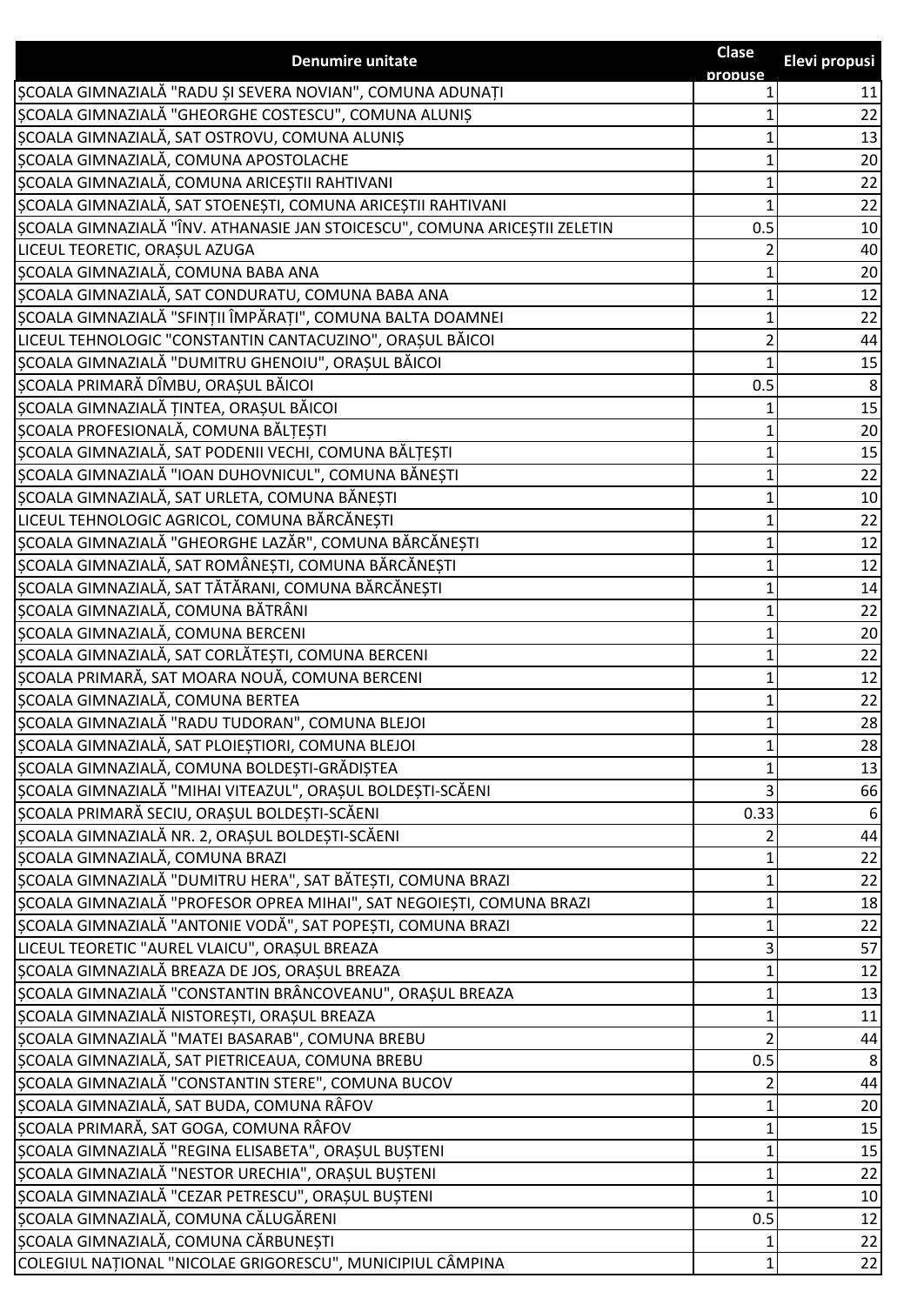| Denumire unitate | Clase propuse | Elevi propusi |
|---|---|---|
| ȘCOALA GIMNAZIALĂ "RADU ȘI SEVERA NOVIAN", COMUNA ADUNAȚI | 1 | 11 |
| ȘCOALA GIMNAZIALĂ "GHEORGHE COSTESCU", COMUNA ALUNIȘ | 1 | 22 |
| ȘCOALA GIMNAZIALĂ, SAT OSTROVU, COMUNA ALUNIȘ | 1 | 13 |
| ȘCOALA GIMNAZIALĂ, COMUNA APOSTOLACHE | 1 | 20 |
| ȘCOALA GIMNAZIALĂ, COMUNA ARICEȘTII RAHTIVANI | 1 | 22 |
| ȘCOALA GIMNAZIALĂ, SAT STOENEȘTI, COMUNA ARICEȘTII RAHTIVANI | 1 | 22 |
| ȘCOALA GIMNAZIALĂ "ÎNV. ATHANASIE JAN STOICESCU", COMUNA ARICEȘTII ZELETIN | 0.5 | 10 |
| LICEUL TEORETIC, ORAȘUL AZUGA | 2 | 40 |
| ȘCOALA GIMNAZIALĂ, COMUNA BABA ANA | 1 | 20 |
| ȘCOALA GIMNAZIALĂ, SAT CONDURATU, COMUNA BABA ANA | 1 | 12 |
| ȘCOALA GIMNAZIALĂ "SFINȚII ÎMPĂRAȚI", COMUNA BALTA DOAMNEI | 1 | 22 |
| LICEUL TEHNOLOGIC "CONSTANTIN CANTACUZINO", ORAȘUL BĂICOI | 2 | 44 |
| ȘCOALA GIMNAZIALĂ "DUMITRU GHENOIU", ORAȘUL BĂICOI | 1 | 15 |
| ȘCOALA PRIMARĂ DÎMBU, ORAȘUL BĂICOI | 0.5 | 8 |
| ȘCOALA GIMNAZIALĂ ȚINTEA, ORAȘUL BĂICOI | 1 | 15 |
| ȘCOALA PROFESIONALĂ, COMUNA BĂLȚEȘTI | 1 | 20 |
| ȘCOALA GIMNAZIALĂ, SAT PODENII VECHI, COMUNA BĂLȚEȘTI | 1 | 15 |
| ȘCOALA GIMNAZIALĂ "IOAN DUHOVNICUL", COMUNA BĂNEȘTI | 1 | 22 |
| ȘCOALA GIMNAZIALĂ, SAT URLETA, COMUNA BĂNEȘTI | 1 | 10 |
| LICEUL TEHNOLOGIC AGRICOL, COMUNA BĂRCĂNEȘTI | 1 | 22 |
| ȘCOALA GIMNAZIALĂ "GHEORGHE LAZĂR", COMUNA BĂRCĂNEȘTI | 1 | 12 |
| ȘCOALA GIMNAZIALĂ, SAT ROMÂNEȘTI, COMUNA BĂRCĂNEȘTI | 1 | 12 |
| ȘCOALA GIMNAZIALĂ, SAT TĂTĂRANI, COMUNA BĂRCĂNEȘTI | 1 | 14 |
| ȘCOALA GIMNAZIALĂ, COMUNA BĂTRÂNI | 1 | 22 |
| ȘCOALA GIMNAZIALĂ, COMUNA BERCENI | 1 | 20 |
| ȘCOALA GIMNAZIALĂ, SAT CORLĂTEȘTI, COMUNA BERCENI | 1 | 22 |
| ȘCOALA PRIMARĂ, SAT MOARA NOUĂ, COMUNA BERCENI | 1 | 12 |
| ȘCOALA GIMNAZIALĂ, COMUNA BERTEA | 1 | 22 |
| ȘCOALA GIMNAZIALĂ "RADU TUDORAN", COMUNA BLEJOI | 1 | 28 |
| ȘCOALA GIMNAZIALĂ, SAT PLOIEȘTIORI, COMUNA BLEJOI | 1 | 28 |
| ȘCOALA GIMNAZIALĂ, COMUNA BOLDEȘTI-GRĂDIȘTEA | 1 | 13 |
| ȘCOALA GIMNAZIALĂ "MIHAI VITEAZUL", ORAȘUL BOLDEȘTI-SCĂENI | 3 | 66 |
| ȘCOALA PRIMARĂ SECIU, ORAȘUL BOLDEȘTI-SCĂENI | 0.33 | 6 |
| ȘCOALA GIMNAZIALĂ NR. 2, ORAȘUL BOLDEȘTI-SCĂENI | 2 | 44 |
| ȘCOALA GIMNAZIALĂ, COMUNA BRAZI | 1 | 22 |
| ȘCOALA GIMNAZIALĂ "DUMITRU HERA", SAT BĂTEȘTI, COMUNA BRAZI | 1 | 22 |
| ȘCOALA GIMNAZIALĂ "PROFESOR OPREA MIHAI", SAT NEGOIEȘTI, COMUNA BRAZI | 1 | 18 |
| ȘCOALA GIMNAZIALĂ "ANTONIE VODĂ", SAT POPEȘTI, COMUNA BRAZI | 1 | 22 |
| LICEUL TEORETIC "AUREL VLAICU", ORAȘUL BREAZA | 3 | 57 |
| ȘCOALA GIMNAZIALĂ BREAZA DE JOS, ORAȘUL BREAZA | 1 | 12 |
| ȘCOALA GIMNAZIALĂ "CONSTANTIN BRÂNCOVEANU", ORAȘUL BREAZA | 1 | 13 |
| ȘCOALA GIMNAZIALĂ NISTOREȘTI, ORAȘUL BREAZA | 1 | 11 |
| ȘCOALA GIMNAZIALĂ "MATEI BASARAB", COMUNA BREBU | 2 | 44 |
| ȘCOALA GIMNAZIALĂ, SAT PIETRICEAUA, COMUNA BREBU | 0.5 | 8 |
| ȘCOALA GIMNAZIALĂ "CONSTANTIN STERE", COMUNA BUCOV | 2 | 44 |
| ȘCOALA GIMNAZIALĂ, SAT BUDA, COMUNA RÂFOV | 1 | 20 |
| ȘCOALA PRIMARĂ, SAT GOGA, COMUNA RÂFOV | 1 | 15 |
| ȘCOALA GIMNAZIALĂ "REGINA ELISABETA", ORAȘUL BUȘTENI | 1 | 15 |
| ȘCOALA GIMNAZIALĂ "NESTOR URECHIA", ORAȘUL BUȘTENI | 1 | 22 |
| ȘCOALA GIMNAZIALĂ "CEZAR PETRESCU", ORAȘUL BUȘTENI | 1 | 10 |
| ȘCOALA GIMNAZIALĂ, COMUNA CĂLUGĂRENI | 0.5 | 12 |
| ȘCOALA GIMNAZIALĂ, COMUNA CĂRBUNEȘTI | 1 | 22 |
| COLEGIUL NAȚIONAL "NICOLAE GRIGORESCU", MUNICIPIUL CÂMPINA | 1 | 22 |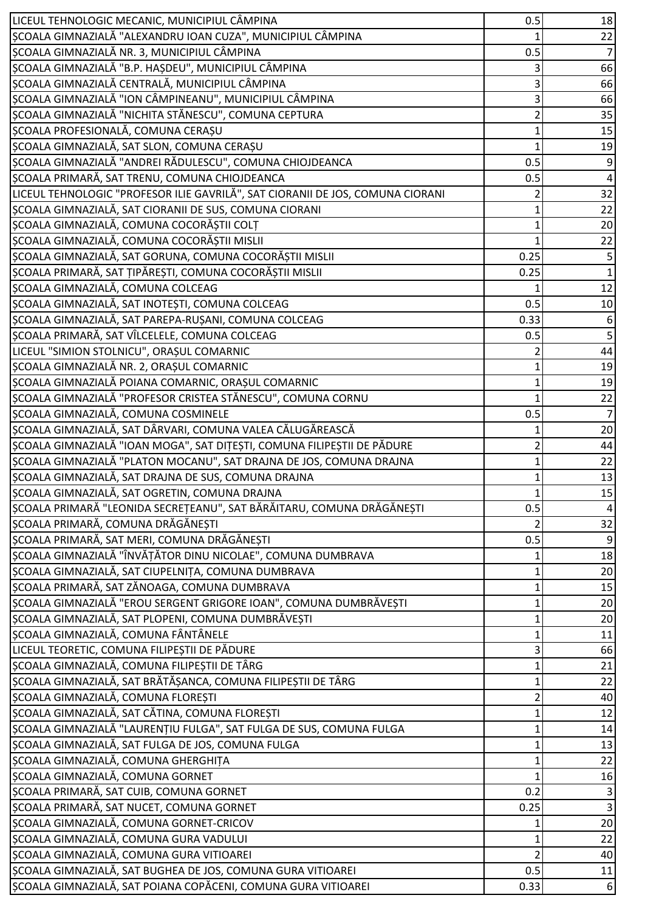| | | |
|---|---|---|
| LICEUL TEHNOLOGIC MECANIC, MUNICIPIUL CÂMPINA | 0.5 | 18 |
| ȘCOALA GIMNAZIALĂ "ALEXANDRU IOAN CUZA", MUNICIPIUL CÂMPINA | 1 | 22 |
| ȘCOALA GIMNAZIALĂ NR. 3, MUNICIPIUL CÂMPINA | 0.5 | 7 |
| ȘCOALA GIMNAZIALĂ "B.P. HAȘDEU", MUNICIPIUL CÂMPINA | 3 | 66 |
| ȘCOALA GIMNAZIALĂ CENTRALĂ, MUNICIPIUL CÂMPINA | 3 | 66 |
| ȘCOALA GIMNAZIALĂ "ION CÂMPINEANU", MUNICIPIUL CÂMPINA | 3 | 66 |
| ȘCOALA GIMNAZIALĂ "NICHITA STĂNESCU", COMUNA CEPTURA | 2 | 35 |
| ȘCOALA PROFESIONALĂ, COMUNA CERAȘU | 1 | 15 |
| ȘCOALA GIMNAZIALĂ, SAT SLON, COMUNA CERAȘU | 1 | 19 |
| ȘCOALA GIMNAZIALĂ "ANDREI RĂDULESCU", COMUNA CHIOJDEANCA | 0.5 | 9 |
| ȘCOALA PRIMARĂ, SAT TRENU, COMUNA CHIOJDEANCA | 0.5 | 4 |
| LICEUL TEHNOLOGIC "PROFESOR ILIE GAVRILĂ", SAT CIORANII DE JOS, COMUNA CIORANI | 2 | 32 |
| ȘCOALA GIMNAZIALĂ, SAT CIORANII DE SUS, COMUNA CIORANI | 1 | 22 |
| ȘCOALA GIMNAZIALĂ, COMUNA COCORĂȘTII COLȚ | 1 | 20 |
| ȘCOALA GIMNAZIALĂ, COMUNA COCORĂȘTII MISLII | 1 | 22 |
| ȘCOALA GIMNAZIALĂ, SAT GORUNA, COMUNA COCORĂȘTII MISLII | 0.25 | 5 |
| ȘCOALA PRIMARĂ, SAT ȚIPĂREȘTI, COMUNA COCORĂȘTII MISLII | 0.25 | 1 |
| ȘCOALA GIMNAZIALĂ, COMUNA COLCEAG | 1 | 12 |
| ȘCOALA GIMNAZIALĂ, SAT INOTEȘTI, COMUNA COLCEAG | 0.5 | 10 |
| ȘCOALA GIMNAZIALĂ, SAT PAREPA-RUȘANI, COMUNA COLCEAG | 0.33 | 6 |
| ȘCOALA PRIMARĂ, SAT VÎLCELELE, COMUNA COLCEAG | 0.5 | 5 |
| LICEUL "SIMION STOLNICU", ORAȘUL COMARNIC | 2 | 44 |
| ȘCOALA GIMNAZIALĂ NR. 2, ORAȘUL COMARNIC | 1 | 19 |
| ȘCOALA GIMNAZIALĂ POIANA COMARNIC, ORAȘUL COMARNIC | 1 | 19 |
| ȘCOALA GIMNAZIALĂ "PROFESOR CRISTEA STĂNESCU", COMUNA CORNU | 1 | 22 |
| ȘCOALA GIMNAZIALĂ, COMUNA COSMINELE | 0.5 | 7 |
| ȘCOALA GIMNAZIALĂ, SAT DÂRVARI, COMUNA VALEA CĂLUGĂREASCĂ | 1 | 20 |
| ȘCOALA GIMNAZIALĂ "IOAN MOGA", SAT DIȚEȘTI, COMUNA FILIPEȘTII DE PĂDURE | 2 | 44 |
| ȘCOALA GIMNAZIALĂ "PLATON MOCANU", SAT DRAJNA DE JOS, COMUNA DRAJNA | 1 | 22 |
| ȘCOALA GIMNAZIALĂ, SAT DRAJNA DE SUS, COMUNA DRAJNA | 1 | 13 |
| ȘCOALA GIMNAZIALĂ, SAT OGRETIN, COMUNA DRAJNA | 1 | 15 |
| ȘCOALA PRIMARĂ "LEONIDA SECREȚEANU", SAT BĂRĂITARU, COMUNA DRĂGĂNEȘTI | 0.5 | 4 |
| ȘCOALA PRIMARĂ, COMUNA DRĂGĂNEȘTI | 2 | 32 |
| ȘCOALA PRIMARĂ, SAT MERI, COMUNA DRĂGĂNEȘTI | 0.5 | 9 |
| ȘCOALA GIMNAZIALĂ "ÎNVĂȚĂTOR DINU NICOLAE", COMUNA DUMBRAVA | 1 | 18 |
| ȘCOALA GIMNAZIALĂ, SAT CIUPELNIȚA, COMUNA DUMBRAVA | 1 | 20 |
| ȘCOALA PRIMARĂ, SAT ZĂNOAGA, COMUNA DUMBRAVA | 1 | 15 |
| ȘCOALA GIMNAZIALĂ "EROU SERGENT GRIGORE IOAN", COMUNA DUMBRĂVEȘTI | 1 | 20 |
| ȘCOALA GIMNAZIALĂ, SAT PLOPENI, COMUNA DUMBRĂVEȘTI | 1 | 20 |
| ȘCOALA GIMNAZIALĂ, COMUNA FÂNTÂNELE | 1 | 11 |
| LICEUL TEORETIC, COMUNA FILIPEȘTII DE PĂDURE | 3 | 66 |
| ȘCOALA GIMNAZIALĂ, COMUNA FILIPEȘTII DE TÂRG | 1 | 21 |
| ȘCOALA GIMNAZIALĂ, SAT BRĂTĂȘANCA, COMUNA FILIPEȘTII DE TÂRG | 1 | 22 |
| ȘCOALA GIMNAZIALĂ, COMUNA FLOREȘTI | 2 | 40 |
| ȘCOALA GIMNAZIALĂ, SAT CĂTINA, COMUNA FLOREȘTI | 1 | 12 |
| ȘCOALA GIMNAZIALĂ "LAURENȚIU FULGA", SAT FULGA DE SUS, COMUNA FULGA | 1 | 14 |
| ȘCOALA GIMNAZIALĂ, SAT FULGA DE JOS, COMUNA FULGA | 1 | 13 |
| ȘCOALA GIMNAZIALĂ, COMUNA GHERGHIȚA | 1 | 22 |
| ȘCOALA GIMNAZIALĂ, COMUNA GORNET | 1 | 16 |
| ȘCOALA PRIMARĂ, SAT CUIB, COMUNA GORNET | 0.2 | 3 |
| ȘCOALA PRIMARĂ, SAT NUCET, COMUNA GORNET | 0.25 | 3 |
| ȘCOALA GIMNAZIALĂ, COMUNA GORNET-CRICOV | 1 | 20 |
| ȘCOALA GIMNAZIALĂ, COMUNA GURA VADULUI | 1 | 22 |
| ȘCOALA GIMNAZIALĂ, COMUNA GURA VITIOAREI | 2 | 40 |
| ȘCOALA GIMNAZIALĂ, SAT BUGHEA DE JOS, COMUNA GURA VITIOAREI | 0.5 | 11 |
| ȘCOALA GIMNAZIALĂ, SAT POIANA COPĂCENI, COMUNA GURA VITIOAREI | 0.33 | 6 |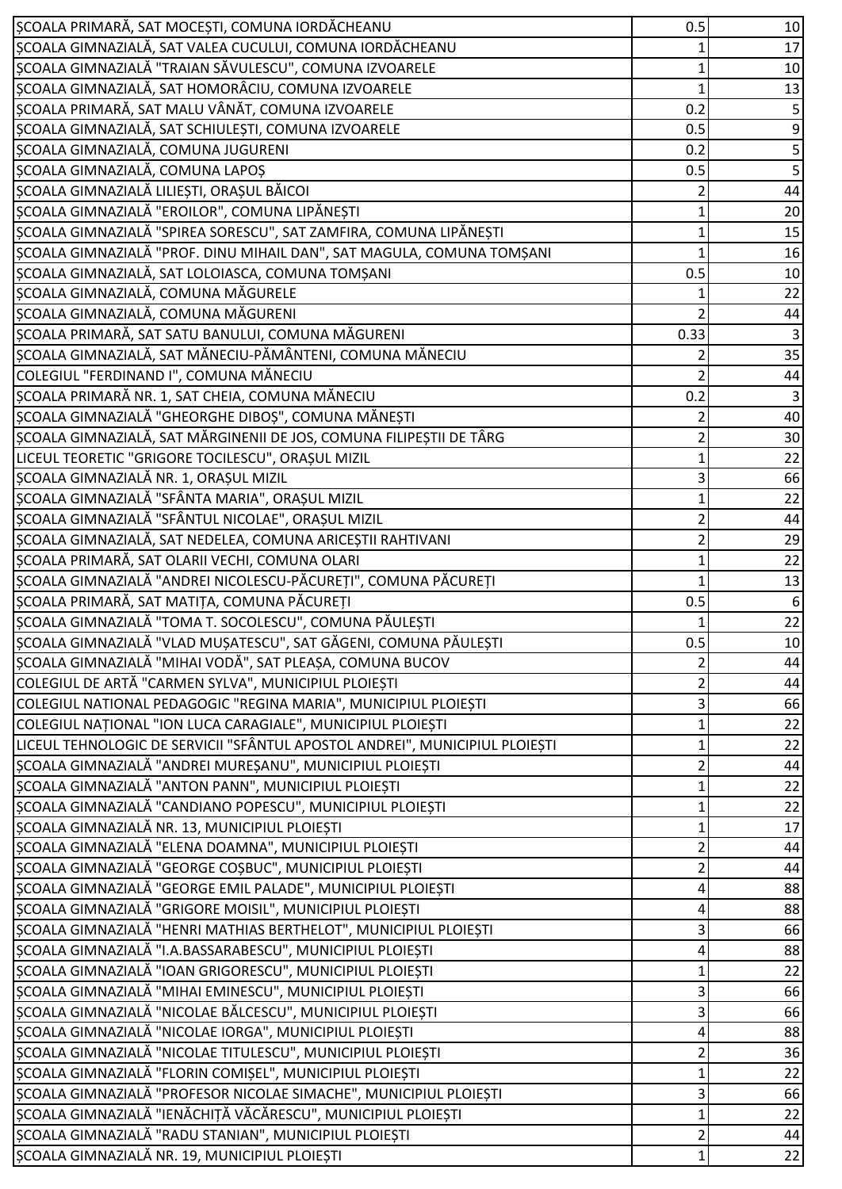| | | |
|---|---|---|
| ȘCOALA PRIMARĂ, SAT MOCEȘTI, COMUNA IORDĂCHEANU | 0.5 | 10 |
| ȘCOALA GIMNAZIALĂ, SAT VALEA CUCULUI, COMUNA IORDĂCHEANU | 1 | 17 |
| ȘCOALA GIMNAZIALĂ "TRAIAN SĂVULESCU", COMUNA IZVOARELE | 1 | 10 |
| ȘCOALA GIMNAZIALĂ, SAT HOMORÂCIU, COMUNA IZVOARELE | 1 | 13 |
| ȘCOALA PRIMARĂ, SAT MALU VÂNĂT, COMUNA IZVOARELE | 0.2 | 5 |
| ȘCOALA GIMNAZIALĂ, SAT SCHIULEȘTI, COMUNA IZVOARELE | 0.5 | 9 |
| ȘCOALA GIMNAZIALĂ, COMUNA JUGURENI | 0.2 | 5 |
| ȘCOALA GIMNAZIALĂ, COMUNA LAPOȘ | 0.5 | 5 |
| ȘCOALA GIMNAZIALĂ LILIEȘTI, ORAȘUL BĂICOI | 2 | 44 |
| ȘCOALA GIMNAZIALĂ "EROILOR", COMUNA LIPĂNEȘTI | 1 | 20 |
| ȘCOALA GIMNAZIALĂ "SPIREA SORESCU", SAT ZAMFIRA, COMUNA LIPĂNEȘTI | 1 | 15 |
| ȘCOALA GIMNAZIALĂ "PROF. DINU MIHAIL DAN", SAT MAGULA, COMUNA TOMȘANI | 1 | 16 |
| ȘCOALA GIMNAZIALĂ, SAT LOLOIASCA, COMUNA TOMȘANI | 0.5 | 10 |
| ȘCOALA GIMNAZIALĂ, COMUNA MĂGURELE | 1 | 22 |
| ȘCOALA GIMNAZIALĂ, COMUNA MĂGURENI | 2 | 44 |
| ȘCOALA PRIMARĂ, SAT SATU BANULUI, COMUNA MĂGURENI | 0.33 | 3 |
| ȘCOALA GIMNAZIALĂ, SAT MĂNECIU-PĂMÂNTENI, COMUNA MĂNECIU | 2 | 35 |
| COLEGIUL "FERDINAND I", COMUNA MĂNECIU | 2 | 44 |
| ȘCOALA PRIMARĂ NR. 1, SAT CHEIA, COMUNA MĂNECIU | 0.2 | 3 |
| ȘCOALA GIMNAZIALĂ "GHEORGHE DIBOȘ", COMUNA MĂNEȘTI | 2 | 40 |
| ȘCOALA GIMNAZIALĂ, SAT MĂRGINENII DE JOS, COMUNA FILIPEȘTII DE TÂRG | 2 | 30 |
| LICEUL TEORETIC "GRIGORE TOCILESCU", ORAȘUL MIZIL | 1 | 22 |
| ȘCOALA GIMNAZIALĂ NR. 1, ORAȘUL MIZIL | 3 | 66 |
| ȘCOALA GIMNAZIALĂ "SFÂNTA MARIA", ORAȘUL MIZIL | 1 | 22 |
| ȘCOALA GIMNAZIALĂ "SFÂNTUL NICOLAE", ORAȘUL MIZIL | 2 | 44 |
| ȘCOALA GIMNAZIALĂ, SAT NEDELEA, COMUNA ARICEȘTII RAHTIVANI | 2 | 29 |
| ȘCOALA PRIMARĂ, SAT OLARII VECHI, COMUNA OLARI | 1 | 22 |
| ȘCOALA GIMNAZIALĂ "ANDREI NICOLESCU-PĂCUREȚI", COMUNA PĂCUREȚI | 1 | 13 |
| ȘCOALA PRIMARĂ, SAT MATIȚA, COMUNA PĂCUREȚI | 0.5 | 6 |
| ȘCOALA GIMNAZIALĂ "TOMA T. SOCOLESCU", COMUNA PĂULEȘTI | 1 | 22 |
| ȘCOALA GIMNAZIALĂ "VLAD MUȘATESCU", SAT GĂGENI, COMUNA PĂULEȘTI | 0.5 | 10 |
| ȘCOALA GIMNAZIALĂ "MIHAI VODĂ", SAT PLEAȘA, COMUNA BUCOV | 2 | 44 |
| COLEGIUL DE ARTĂ "CARMEN SYLVA", MUNICIPIUL PLOIEȘTI | 2 | 44 |
| COLEGIUL NATIONAL PEDAGOGIC "REGINA MARIA", MUNICIPIUL PLOIEȘTI | 3 | 66 |
| COLEGIUL NAȚIONAL "ION LUCA CARAGIALE", MUNICIPIUL PLOIEȘTI | 1 | 22 |
| LICEUL TEHNOLOGIC DE SERVICII "SFÂNTUL APOSTOL ANDREI", MUNICIPIUL PLOIEȘTI | 1 | 22 |
| ȘCOALA GIMNAZIALĂ "ANDREI MUREȘANU", MUNICIPIUL PLOIEȘTI | 2 | 44 |
| ȘCOALA GIMNAZIALĂ "ANTON PANN", MUNICIPIUL PLOIEȘTI | 1 | 22 |
| ȘCOALA GIMNAZIALĂ "CANDIANO POPESCU", MUNICIPIUL PLOIEȘTI | 1 | 22 |
| ȘCOALA GIMNAZIALĂ NR. 13, MUNICIPIUL PLOIEȘTI | 1 | 17 |
| ȘCOALA GIMNAZIALĂ "ELENA DOAMNA", MUNICIPIUL PLOIEȘTI | 2 | 44 |
| ȘCOALA GIMNAZIALĂ "GEORGE COȘBUC", MUNICIPIUL PLOIEȘTI | 2 | 44 |
| ȘCOALA GIMNAZIALĂ "GEORGE EMIL PALADE", MUNICIPIUL PLOIEȘTI | 4 | 88 |
| ȘCOALA GIMNAZIALĂ "GRIGORE MOISIL", MUNICIPIUL PLOIEȘTI | 4 | 88 |
| ȘCOALA GIMNAZIALĂ "HENRI MATHIAS BERTHELOT", MUNICIPIUL PLOIEȘTI | 3 | 66 |
| ȘCOALA GIMNAZIALĂ "I.A.BASSARABESCU", MUNICIPIUL PLOIEȘTI | 4 | 88 |
| ȘCOALA GIMNAZIALĂ "IOAN GRIGORESCU", MUNICIPIUL PLOIEȘTI | 1 | 22 |
| ȘCOALA GIMNAZIALĂ "MIHAI EMINESCU", MUNICIPIUL PLOIEȘTI | 3 | 66 |
| ȘCOALA GIMNAZIALĂ "NICOLAE BĂLCESCU", MUNICIPIUL PLOIEȘTI | 3 | 66 |
| ȘCOALA GIMNAZIALĂ "NICOLAE IORGA", MUNICIPIUL PLOIEȘTI | 4 | 88 |
| ȘCOALA GIMNAZIALĂ "NICOLAE TITULESCU", MUNICIPIUL PLOIEȘTI | 2 | 36 |
| ȘCOALA GIMNAZIALĂ "FLORIN COMIȘEL", MUNICIPIUL PLOIEȘTI | 1 | 22 |
| ȘCOALA GIMNAZIALĂ "PROFESOR NICOLAE SIMACHE", MUNICIPIUL PLOIEȘTI | 3 | 66 |
| ȘCOALA GIMNAZIALĂ "IENĂCHIȚĂ VĂCĂRESCU", MUNICIPIUL PLOIEȘTI | 1 | 22 |
| ȘCOALA GIMNAZIALĂ "RADU STANIAN", MUNICIPIUL PLOIEȘTI | 2 | 44 |
| ȘCOALA GIMNAZIALĂ NR. 19, MUNICIPIUL PLOIEȘTI | 1 | 22 |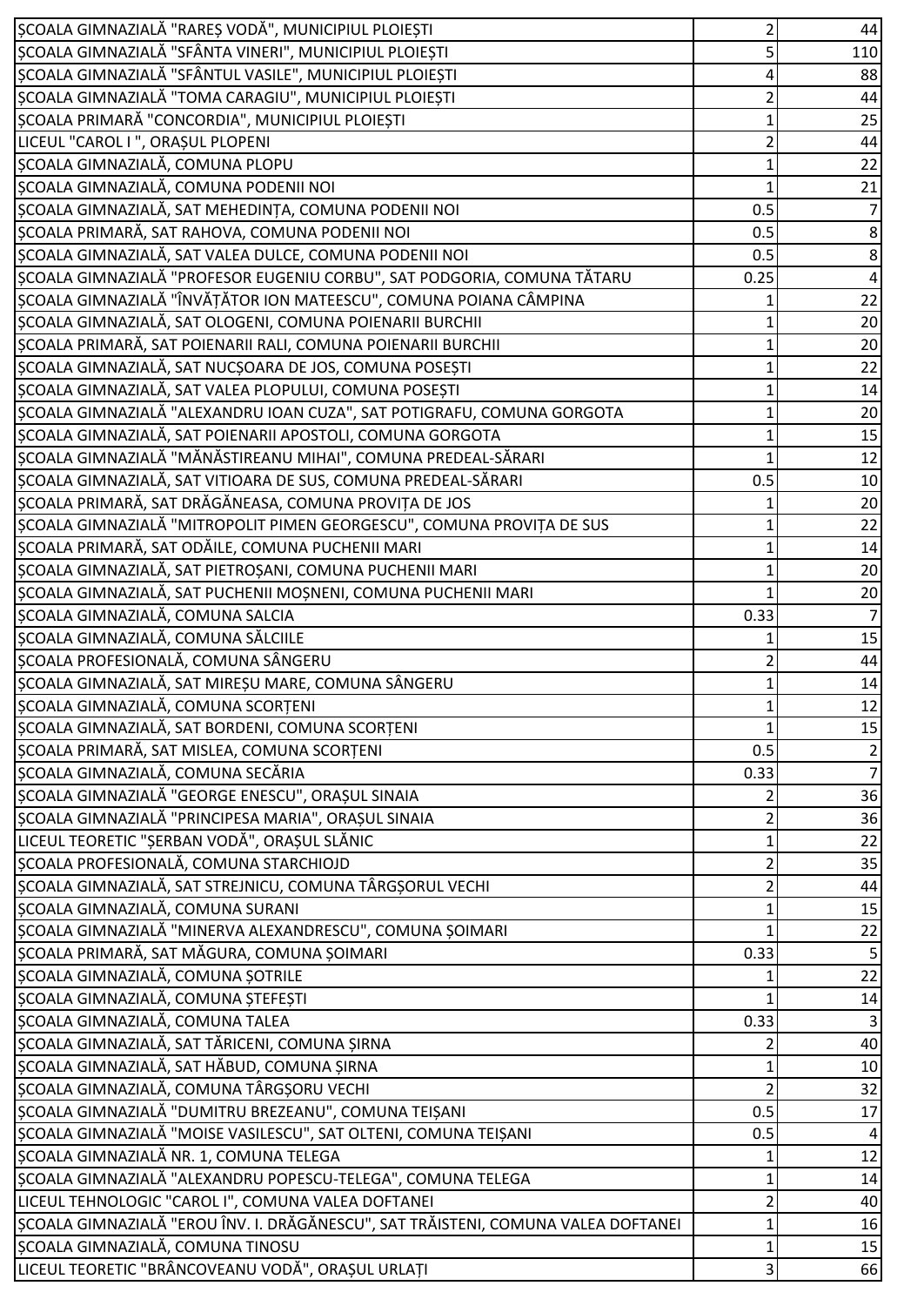| | | |
|---|---|---|
| ȘCOALA GIMNAZIALĂ "RAREȘ VODĂ", MUNICIPIUL PLOIEȘTI | 2 | 44 |
| ȘCOALA GIMNAZIALĂ "SFÂNTA VINERI", MUNICIPIUL PLOIEȘTI | 5 | 110 |
| ȘCOALA GIMNAZIALĂ "SFÂNTUL VASILE", MUNICIPIUL PLOIEȘTI | 4 | 88 |
| ȘCOALA GIMNAZIALĂ "TOMA CARAGIU", MUNICIPIUL PLOIEȘTI | 2 | 44 |
| ȘCOALA PRIMARĂ "CONCORDIA", MUNICIPIUL PLOIEȘTI | 1 | 25 |
| LICEUL "CAROL I ", ORAȘUL PLOPENI | 2 | 44 |
| ȘCOALA GIMNAZIALĂ, COMUNA PLOPU | 1 | 22 |
| ȘCOALA GIMNAZIALĂ, COMUNA PODENII NOI | 1 | 21 |
| ȘCOALA GIMNAZIALĂ, SAT MEHEDINȚA, COMUNA PODENII NOI | 0.5 | 7 |
| ȘCOALA PRIMARĂ, SAT RAHOVA, COMUNA PODENII NOI | 0.5 | 8 |
| ȘCOALA GIMNAZIALĂ, SAT VALEA DULCE, COMUNA PODENII NOI | 0.5 | 8 |
| ȘCOALA GIMNAZIALĂ "PROFESOR EUGENIU CORBU", SAT PODGORIA, COMUNA TĂTARU | 0.25 | 4 |
| ȘCOALA GIMNAZIALĂ "ÎNVĂȚĂTOR ION MATEESCU", COMUNA POIANA CÂMPINA | 1 | 22 |
| ȘCOALA GIMNAZIALĂ, SAT OLOGENI, COMUNA POIENARII BURCHII | 1 | 20 |
| ȘCOALA PRIMARĂ, SAT POIENARII RALI, COMUNA POIENARII BURCHII | 1 | 20 |
| ȘCOALA GIMNAZIALĂ, SAT NUCȘOARA DE JOS, COMUNA POSEȘTI | 1 | 22 |
| ȘCOALA GIMNAZIALĂ, SAT VALEA PLOPULUI, COMUNA POSEȘTI | 1 | 14 |
| ȘCOALA GIMNAZIALĂ "ALEXANDRU IOAN CUZA", SAT POTIGRAFU, COMUNA GORGOTA | 1 | 20 |
| ȘCOALA GIMNAZIALĂ, SAT POIENARII APOSTOLI, COMUNA GORGOTA | 1 | 15 |
| ȘCOALA GIMNAZIALĂ "MĂNĂSTIREANU MIHAI", COMUNA PREDEAL-SĂRARI | 1 | 12 |
| ȘCOALA GIMNAZIALĂ, SAT VITIOARA DE SUS, COMUNA PREDEAL-SĂRARI | 0.5 | 10 |
| ȘCOALA PRIMARĂ, SAT DRĂGĂNEASA, COMUNA PROVIȚA DE JOS | 1 | 20 |
| ȘCOALA GIMNAZIALĂ "MITROPOLIT PIMEN GEORGESCU", COMUNA PROVIȚA DE SUS | 1 | 22 |
| ȘCOALA PRIMARĂ, SAT ODĂILE, COMUNA PUCHENII MARI | 1 | 14 |
| ȘCOALA GIMNAZIALĂ, SAT PIETROȘANI, COMUNA PUCHENII MARI | 1 | 20 |
| ȘCOALA GIMNAZIALĂ, SAT PUCHENII MOȘNENI, COMUNA PUCHENII MARI | 1 | 20 |
| ȘCOALA GIMNAZIALĂ, COMUNA SALCIA | 0.33 | 7 |
| ȘCOALA GIMNAZIALĂ, COMUNA SĂLCIILE | 1 | 15 |
| ȘCOALA PROFESIONALĂ, COMUNA SÂNGERU | 2 | 44 |
| ȘCOALA GIMNAZIALĂ, SAT MIREȘU MARE, COMUNA SÂNGERU | 1 | 14 |
| ȘCOALA GIMNAZIALĂ, COMUNA SCORȚENI | 1 | 12 |
| ȘCOALA GIMNAZIALĂ, SAT BORDENI, COMUNA SCORȚENI | 1 | 15 |
| ȘCOALA PRIMARĂ, SAT MISLEA, COMUNA SCORȚENI | 0.5 | 2 |
| ȘCOALA GIMNAZIALĂ, COMUNA SECĂRIA | 0.33 | 7 |
| ȘCOALA GIMNAZIALĂ "GEORGE ENESCU", ORAȘUL SINAIA | 2 | 36 |
| ȘCOALA GIMNAZIALĂ "PRINCIPESA MARIA", ORAȘUL SINAIA | 2 | 36 |
| LICEUL TEORETIC "ȘERBAN VODĂ", ORAȘUL SLĂNIC | 1 | 22 |
| ȘCOALA PROFESIONALĂ, COMUNA STARCHIOJD | 2 | 35 |
| ȘCOALA GIMNAZIALĂ, SAT STREJNICU, COMUNA TÂRGȘORUL VECHI | 2 | 44 |
| ȘCOALA GIMNAZIALĂ, COMUNA SURANI | 1 | 15 |
| ȘCOALA GIMNAZIALĂ "MINERVA ALEXANDRESCU", COMUNA ȘOIMARI | 1 | 22 |
| ȘCOALA PRIMARĂ, SAT MĂGURA, COMUNA ȘOIMARI | 0.33 | 5 |
| ȘCOALA GIMNAZIALĂ, COMUNA ȘOTRILE | 1 | 22 |
| ȘCOALA GIMNAZIALĂ, COMUNA ȘTEFEȘTI | 1 | 14 |
| ȘCOALA GIMNAZIALĂ, COMUNA TALEA | 0.33 | 3 |
| ȘCOALA GIMNAZIALĂ, SAT TĂRICENI, COMUNA ȘIRNA | 2 | 40 |
| ȘCOALA GIMNAZIALĂ, SAT HĂBUD, COMUNA ȘIRNA | 1 | 10 |
| ȘCOALA GIMNAZIALĂ, COMUNA TÂRGȘORU VECHI | 2 | 32 |
| ȘCOALA GIMNAZIALĂ "DUMITRU BREZEANU", COMUNA TEIȘANI | 0.5 | 17 |
| ȘCOALA GIMNAZIALĂ "MOISE VASILESCU", SAT OLTENI, COMUNA TEIȘANI | 0.5 | 4 |
| ȘCOALA GIMNAZIALĂ NR. 1, COMUNA TELEGA | 1 | 12 |
| ȘCOALA GIMNAZIALĂ "ALEXANDRU POPESCU-TELEGA", COMUNA TELEGA | 1 | 14 |
| LICEUL TEHNOLOGIC "CAROL I", COMUNA VALEA DOFTANEI | 2 | 40 |
| ȘCOALA GIMNAZIALĂ "EROU ÎNV. I. DRĂGĂNESCU", SAT TRĂISTENI, COMUNA VALEA DOFTANEI | 1 | 16 |
| ȘCOALA GIMNAZIALĂ, COMUNA TINOSU | 1 | 15 |
| LICEUL TEORETIC "BRÂNCOVEANU VODĂ", ORAȘUL URLAȚI | 3 | 66 |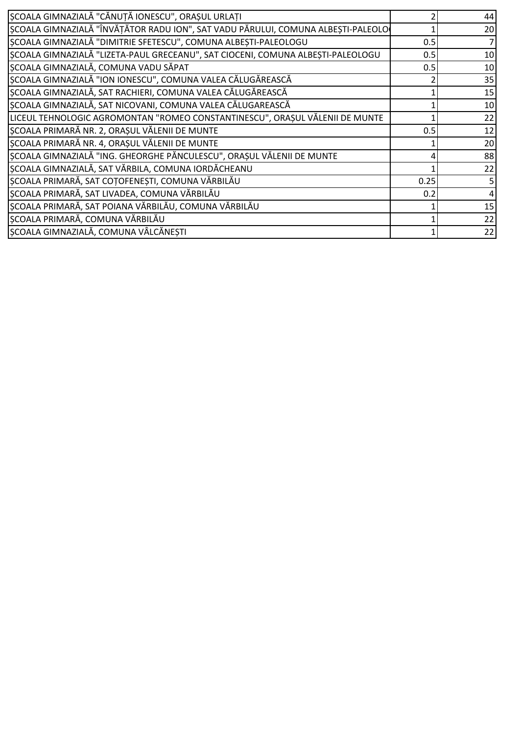| | | |
|---|---|---|
| ȘCOALA GIMNAZIALĂ "CĂNUȚĂ IONESCU", ORAȘUL URLAȚI | 2 | 44 |
| ȘCOALA GIMNAZIALĂ "ÎNVĂȚĂTOR RADU ION", SAT VADU PĂRULUI, COMUNA ALBEȘTI-PALEOLO | 1 | 20 |
| ȘCOALA GIMNAZIALĂ "DIMITRIE SFETESCU", COMUNA ALBEȘTI-PALEOLOGU | 0.5 | 7 |
| ȘCOALA GIMNAZIALĂ "LIZETA-PAUL GRECEANU", SAT CIOCENI, COMUNA ALBEȘTI-PALEOLOGU | 0.5 | 10 |
| ȘCOALA GIMNAZIALĂ, COMUNA VADU SĂPAT | 0.5 | 10 |
| ȘCOALA GIMNAZIALĂ "ION IONESCU", COMUNA VALEA CĂLUGĂREASCĂ | 2 | 35 |
| ȘCOALA GIMNAZIALĂ, SAT RACHIERI, COMUNA VALEA CĂLUGĂREASCĂ | 1 | 15 |
| ȘCOALA GIMNAZIALĂ, SAT NICOVANI, COMUNA VALEA CĂLUGAREASCĂ | 1 | 10 |
| LICEUL TEHNOLOGIC AGROMONTAN "ROMEO CONSTANTINESCU", ORAȘUL VĂLENII DE MUNTE | 1 | 22 |
| ȘCOALA PRIMARĂ NR. 2, ORAȘUL VĂLENII DE MUNTE | 0.5 | 12 |
| ȘCOALA PRIMARĂ NR. 4, ORAȘUL VĂLENII DE MUNTE | 1 | 20 |
| ȘCOALA GIMNAZIALĂ "ING. GHEORGHE PĂNCULESCU", ORAȘUL VĂLENII DE MUNTE | 4 | 88 |
| ȘCOALA GIMNAZIALĂ, SAT VĂRBILA, COMUNA IORDĂCHEANU | 1 | 22 |
| ȘCOALA PRIMARĂ, SAT COȚOFENEȘTI, COMUNA VĂRBILĂU | 0.25 | 5 |
| ȘCOALA PRIMARĂ, SAT LIVADEA, COMUNA VĂRBILĂU | 0.2 | 4 |
| ȘCOALA PRIMARĂ, SAT POIANA VĂRBILĂU, COMUNA VĂRBILĂU | 1 | 15 |
| ȘCOALA PRIMARĂ, COMUNA VĂRBILĂU | 1 | 22 |
| ȘCOALA GIMNAZIALĂ, COMUNA VÂLCĂNEȘTI | 1 | 22 |